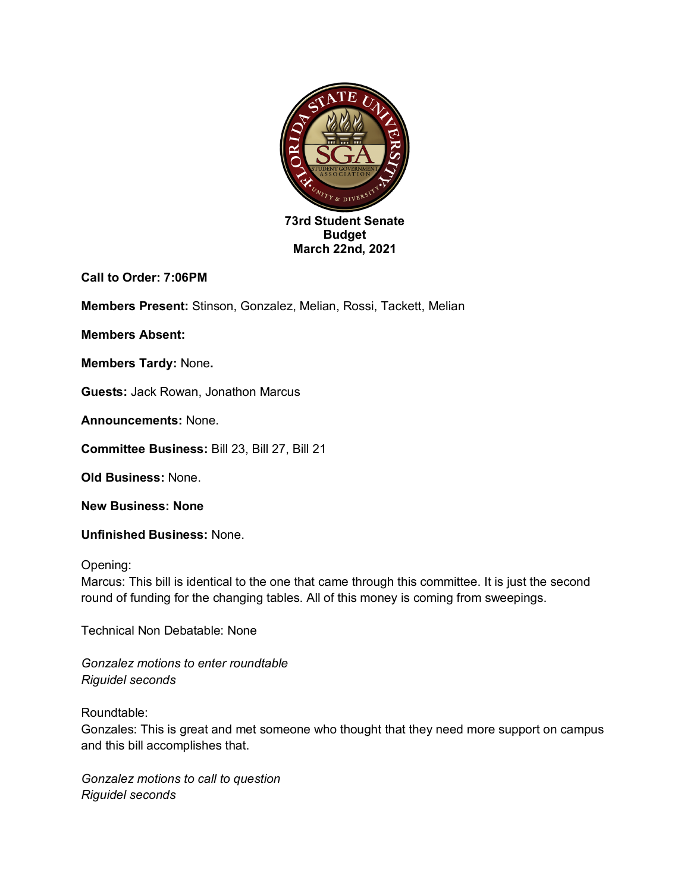**73rd Student Senate**
**Budget**
**March 22nd, 2021**

**Call to Order: 7:06PM**

**Members Present:** Stinson, Gonzalez, Melian, Rossi, Tackett, Melian

**Members Absent:**

**Members Tardy:** None**.**

**Guests:** Jack Rowan, Jonathon Marcus

**Announcements:** None.

**Committee Business:** Bill 23, Bill 27, Bill 21

**Old Business:** None.

**New Business: None**

**Unfinished Business:** None.

Opening:
Marcus: This bill is identical to the one that came through this committee. It is just the second round of funding for the changing tables. All of this money is coming from sweepings.

Technical Non Debatable: None

*Gonzalez motions to enter roundtable*
*Riguidel seconds*

Roundtable:
Gonzales: This is great and met someone who thought that they need more support on campus and this bill accomplishes that.

*Gonzalez motions to call to question*
*Riguidel seconds*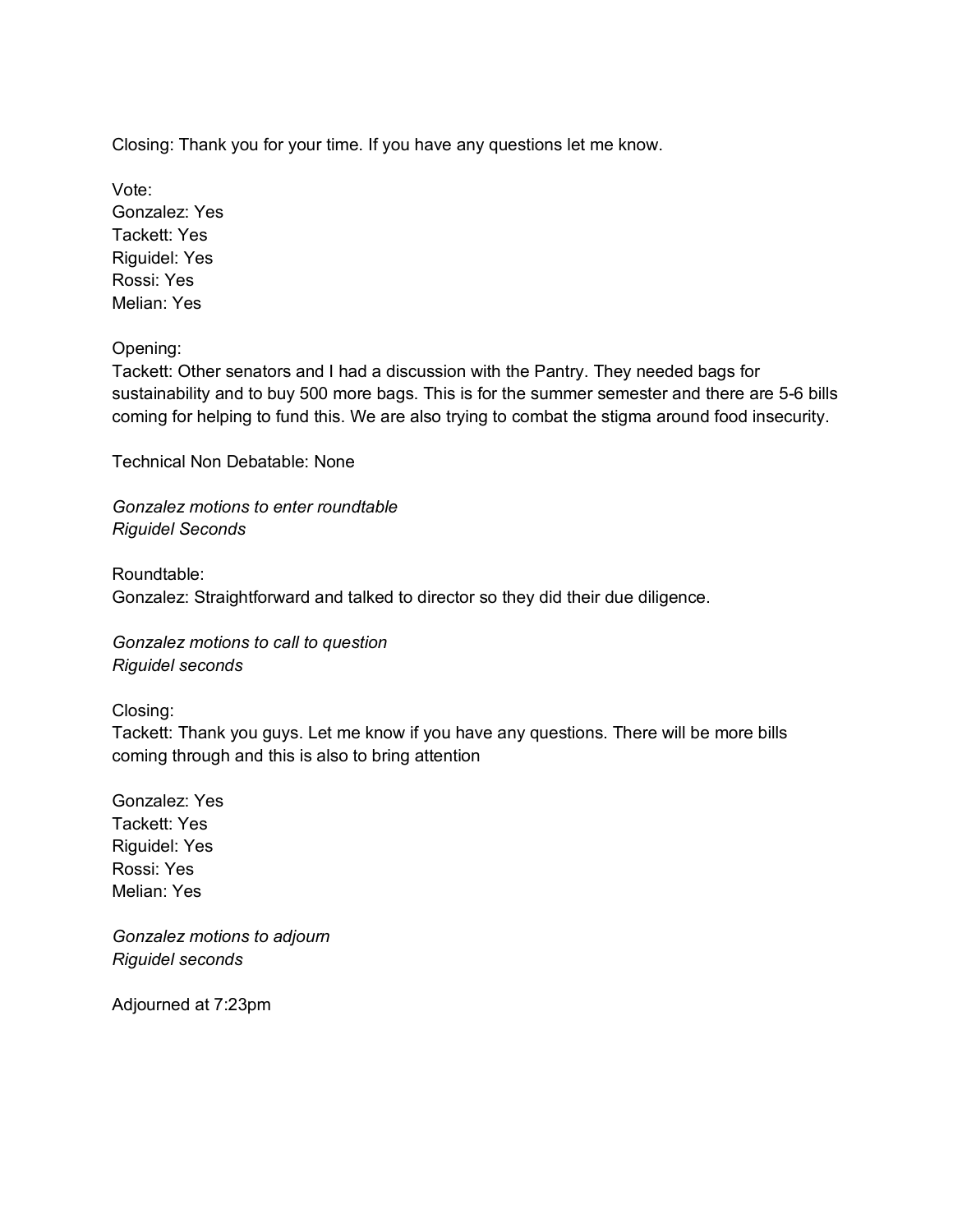Closing: Thank you for your time. If you have any questions let me know.

Vote:
Gonzalez: Yes
Tackett: Yes
Riguidel: Yes
Rossi: Yes
Melian: Yes

Opening:
Tackett: Other senators and I had a discussion with the Pantry. They needed bags for sustainability and to buy 500 more bags. This is for the summer semester and there are 5-6 bills coming for helping to fund this. We are also trying to combat the stigma around food insecurity.

Technical Non Debatable: None

*Gonzalez motions to enter roundtable*
*Riguidel Seconds*

Roundtable:
Gonzalez: Straightforward and talked to director so they did their due diligence.

*Gonzalez motions to call to question*
*Riguidel seconds*

Closing:
Tackett: Thank you guys. Let me know if you have any questions. There will be more bills coming through and this is also to bring attention

Gonzalez: Yes
Tackett: Yes
Riguidel: Yes
Rossi: Yes
Melian: Yes

*Gonzalez motions to adjourn*
*Riguidel seconds*

Adjourned at 7:23pm